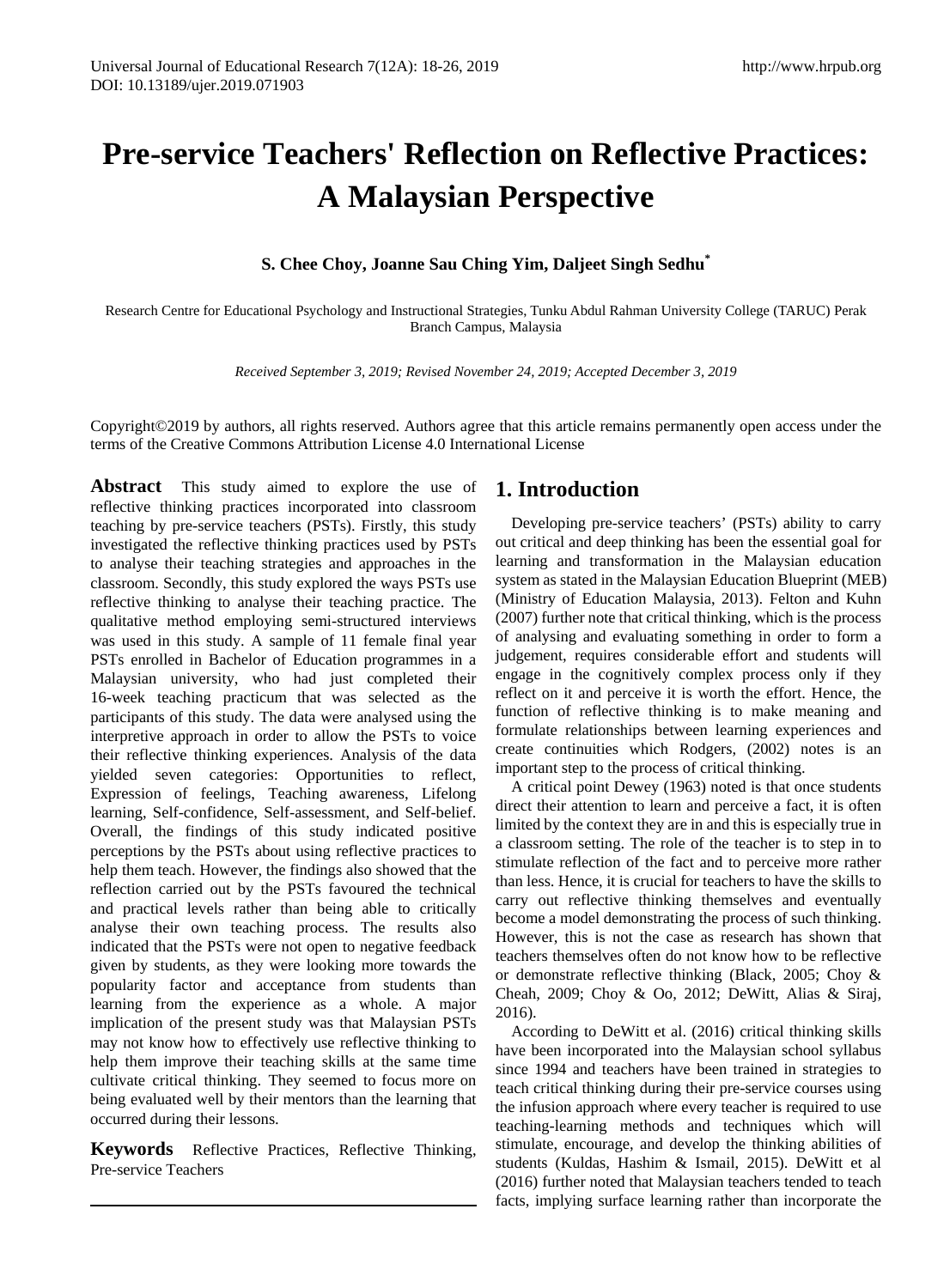# Pre-service Teachers' Reflection on Reflective Practices: A Malaysian Perspective

**S. Chee Choy, Joanne Sau Ching Yim, Daljeet Singh Sedhu***

Research Centre for Educational Psychology and Instructional Strategies, Tunku Abdul Rahman University College (TARUC) Perak Branch Campus, Malaysia

*Received September 3, 2019; Revised November 24, 2019; Accepted December 3, 2019*

Copyright©2019 by authors, all rights reserved. Authors agree that this article remains permanently open access under the terms of the Creative Commons Attribution License 4.0 International License

**Abstract** This study aimed to explore the use of reflective thinking practices incorporated into classroom teaching by pre-service teachers (PSTs). Firstly, this study investigated the reflective thinking practices used by PSTs to analyse their teaching strategies and approaches in the classroom. Secondly, this study explored the ways PSTs use reflective thinking to analyse their teaching practice. The qualitative method employing semi-structured interviews was used in this study. A sample of 11 female final year PSTs enrolled in Bachelor of Education programmes in a Malaysian university, who had just completed their 16-week teaching practicum that was selected as the participants of this study. The data were analysed using the interpretive approach in order to allow the PSTs to voice their reflective thinking experiences. Analysis of the data yielded seven categories: Opportunities to reflect, Expression of feelings, Teaching awareness, Lifelong learning, Self-confidence, Self-assessment, and Self-belief. Overall, the findings of this study indicated positive perceptions by the PSTs about using reflective practices to help them teach. However, the findings also showed that the reflection carried out by the PSTs favoured the technical and practical levels rather than being able to critically analyse their own teaching process. The results also indicated that the PSTs were not open to negative feedback given by students, as they were looking more towards the popularity factor and acceptance from students than learning from the experience as a whole. A major implication of the present study was that Malaysian PSTs may not know how to effectively use reflective thinking to help them improve their teaching skills at the same time cultivate critical thinking. They seemed to focus more on being evaluated well by their mentors than the learning that occurred during their lessons.

**Keywords** Reflective Practices, Reflective Thinking, Pre-service Teachers

## 1. Introduction

Developing pre-service teachers' (PSTs) ability to carry out critical and deep thinking has been the essential goal for learning and transformation in the Malaysian education system as stated in the Malaysian Education Blueprint (MEB) (Ministry of Education Malaysia, 2013). Felton and Kuhn (2007) further note that critical thinking, which is the process of analysing and evaluating something in order to form a judgement, requires considerable effort and students will engage in the cognitively complex process only if they reflect on it and perceive it is worth the effort. Hence, the function of reflective thinking is to make meaning and formulate relationships between learning experiences and create continuities which Rodgers, (2002) notes is an important step to the process of critical thinking.

A critical point Dewey (1963) noted is that once students direct their attention to learn and perceive a fact, it is often limited by the context they are in and this is especially true in a classroom setting. The role of the teacher is to step in to stimulate reflection of the fact and to perceive more rather than less. Hence, it is crucial for teachers to have the skills to carry out reflective thinking themselves and eventually become a model demonstrating the process of such thinking. However, this is not the case as research has shown that teachers themselves often do not know how to be reflective or demonstrate reflective thinking (Black, 2005; Choy & Cheah, 2009; Choy & Oo, 2012; DeWitt, Alias & Siraj, 2016).

According to DeWitt et al. (2016) critical thinking skills have been incorporated into the Malaysian school syllabus since 1994 and teachers have been trained in strategies to teach critical thinking during their pre-service courses using the infusion approach where every teacher is required to use teaching-learning methods and techniques which will stimulate, encourage, and develop the thinking abilities of students (Kuldas, Hashim & Ismail, 2015). DeWitt et al (2016) further noted that Malaysian teachers tended to teach facts, implying surface learning rather than incorporate the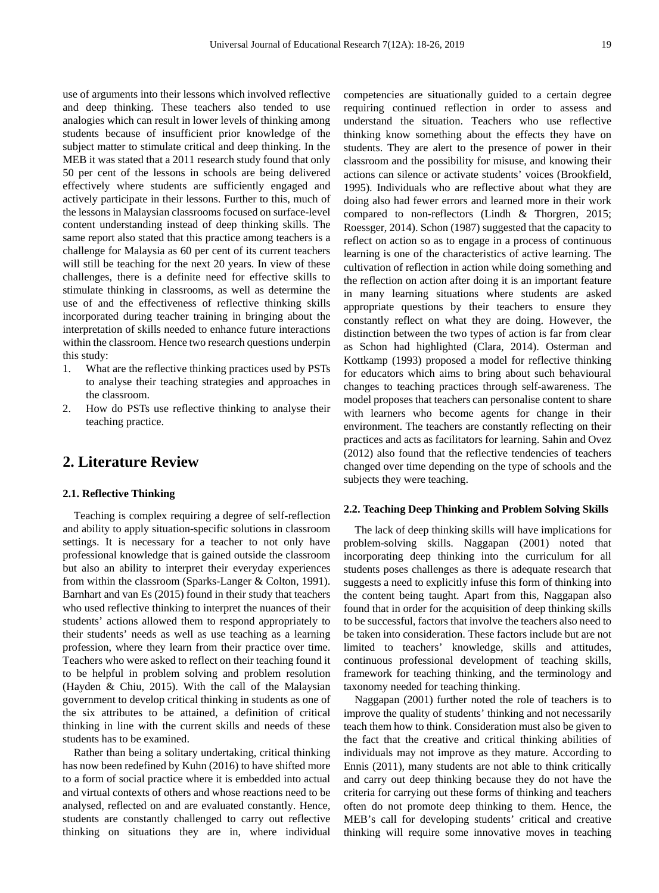use of arguments into their lessons which involved reflective and deep thinking. These teachers also tended to use analogies which can result in lower levels of thinking among students because of insufficient prior knowledge of the subject matter to stimulate critical and deep thinking. In the MEB it was stated that a 2011 research study found that only 50 per cent of the lessons in schools are being delivered effectively where students are sufficiently engaged and actively participate in their lessons. Further to this, much of the lessons in Malaysian classrooms focused on surface-level content understanding instead of deep thinking skills. The same report also stated that this practice among teachers is a challenge for Malaysia as 60 per cent of its current teachers will still be teaching for the next 20 years. In view of these challenges, there is a definite need for effective skills to stimulate thinking in classrooms, as well as determine the use of and the effectiveness of reflective thinking skills incorporated during teacher training in bringing about the interpretation of skills needed to enhance future interactions within the classroom. Hence two research questions underpin this study:

1. What are the reflective thinking practices used by PSTs to analyse their teaching strategies and approaches in the classroom.
2. How do PSTs use reflective thinking to analyse their teaching practice.

## 2. Literature Review

### 2.1. Reflective Thinking

Teaching is complex requiring a degree of self-reflection and ability to apply situation-specific solutions in classroom settings. It is necessary for a teacher to not only have professional knowledge that is gained outside the classroom but also an ability to interpret their everyday experiences from within the classroom (Sparks-Langer & Colton, 1991). Barnhart and van Es (2015) found in their study that teachers who used reflective thinking to interpret the nuances of their students' actions allowed them to respond appropriately to their students' needs as well as use teaching as a learning profession, where they learn from their practice over time. Teachers who were asked to reflect on their teaching found it to be helpful in problem solving and problem resolution (Hayden & Chiu, 2015). With the call of the Malaysian government to develop critical thinking in students as one of the six attributes to be attained, a definition of critical thinking in line with the current skills and needs of these students has to be examined.

Rather than being a solitary undertaking, critical thinking has now been redefined by Kuhn (2016) to have shifted more to a form of social practice where it is embedded into actual and virtual contexts of others and whose reactions need to be analysed, reflected on and are evaluated constantly. Hence, students are constantly challenged to carry out reflective thinking on situations they are in, where individual competencies are situationally guided to a certain degree requiring continued reflection in order to assess and understand the situation. Teachers who use reflective thinking know something about the effects they have on students. They are alert to the presence of power in their classroom and the possibility for misuse, and knowing their actions can silence or activate students' voices (Brookfield, 1995). Individuals who are reflective about what they are doing also had fewer errors and learned more in their work compared to non-reflectors (Lindh & Thorgren, 2015; Roessger, 2014). Schon (1987) suggested that the capacity to reflect on action so as to engage in a process of continuous learning is one of the characteristics of active learning. The cultivation of reflection in action while doing something and the reflection on action after doing it is an important feature in many learning situations where students are asked appropriate questions by their teachers to ensure they constantly reflect on what they are doing. However, the distinction between the two types of action is far from clear as Schon had highlighted (Clara, 2014). Osterman and Kottkamp (1993) proposed a model for reflective thinking for educators which aims to bring about such behavioural changes to teaching practices through self-awareness. The model proposes that teachers can personalise content to share with learners who become agents for change in their environment. The teachers are constantly reflecting on their practices and acts as facilitators for learning. Sahin and Ovez (2012) also found that the reflective tendencies of teachers changed over time depending on the type of schools and the subjects they were teaching.

### 2.2. Teaching Deep Thinking and Problem Solving Skills

The lack of deep thinking skills will have implications for problem-solving skills. Naggapan (2001) noted that incorporating deep thinking into the curriculum for all students poses challenges as there is adequate research that suggests a need to explicitly infuse this form of thinking into the content being taught. Apart from this, Naggapan also found that in order for the acquisition of deep thinking skills to be successful, factors that involve the teachers also need to be taken into consideration. These factors include but are not limited to teachers' knowledge, skills and attitudes, continuous professional development of teaching skills, framework for teaching thinking, and the terminology and taxonomy needed for teaching thinking.

Naggapan (2001) further noted the role of teachers is to improve the quality of students' thinking and not necessarily teach them how to think. Consideration must also be given to the fact that the creative and critical thinking abilities of individuals may not improve as they mature. According to Ennis (2011), many students are not able to think critically and carry out deep thinking because they do not have the criteria for carrying out these forms of thinking and teachers often do not promote deep thinking to them. Hence, the MEB's call for developing students' critical and creative thinking will require some innovative moves in teaching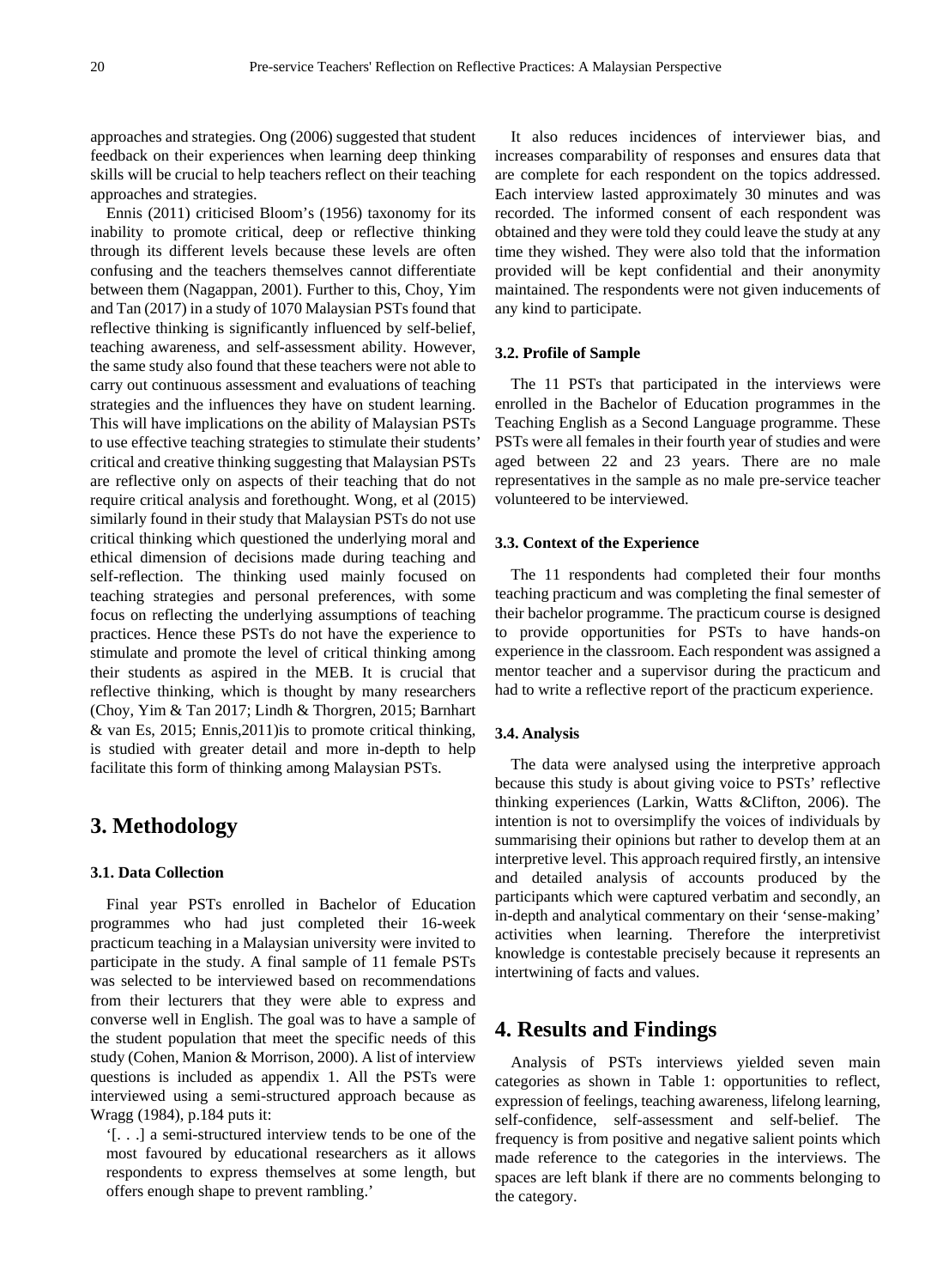approaches and strategies. Ong (2006) suggested that student feedback on their experiences when learning deep thinking skills will be crucial to help teachers reflect on their teaching approaches and strategies.

Ennis (2011) criticised Bloom's (1956) taxonomy for its inability to promote critical, deep or reflective thinking through its different levels because these levels are often confusing and the teachers themselves cannot differentiate between them (Nagappan, 2001). Further to this, Choy, Yim and Tan (2017) in a study of 1070 Malaysian PSTs found that reflective thinking is significantly influenced by self-belief, teaching awareness, and self-assessment ability. However, the same study also found that these teachers were not able to carry out continuous assessment and evaluations of teaching strategies and the influences they have on student learning. This will have implications on the ability of Malaysian PSTs to use effective teaching strategies to stimulate their students' critical and creative thinking suggesting that Malaysian PSTs are reflective only on aspects of their teaching that do not require critical analysis and forethought. Wong, et al (2015) similarly found in their study that Malaysian PSTs do not use critical thinking which questioned the underlying moral and ethical dimension of decisions made during teaching and self-reflection. The thinking used mainly focused on teaching strategies and personal preferences, with some focus on reflecting the underlying assumptions of teaching practices. Hence these PSTs do not have the experience to stimulate and promote the level of critical thinking among their students as aspired in the MEB. It is crucial that reflective thinking, which is thought by many researchers (Choy, Yim & Tan 2017; Lindh & Thorgren, 2015; Barnhart & van Es, 2015; Ennis,2011)is to promote critical thinking, is studied with greater detail and more in-depth to help facilitate this form of thinking among Malaysian PSTs.

# 3. Methodology

### 3.1. Data Collection

Final year PSTs enrolled in Bachelor of Education programmes who had just completed their 16-week practicum teaching in a Malaysian university were invited to participate in the study. A final sample of 11 female PSTs was selected to be interviewed based on recommendations from their lecturers that they were able to express and converse well in English. The goal was to have a sample of the student population that meet the specific needs of this study (Cohen, Manion & Morrison, 2000). A list of interview questions is included as appendix 1. All the PSTs were interviewed using a semi-structured approach because as Wragg (1984), p.184 puts it:

> '[. . .] a semi-structured interview tends to be one of the most favoured by educational researchers as it allows respondents to express themselves at some length, but offers enough shape to prevent rambling.'

It also reduces incidences of interviewer bias, and increases comparability of responses and ensures data that are complete for each respondent on the topics addressed. Each interview lasted approximately 30 minutes and was recorded. The informed consent of each respondent was obtained and they were told they could leave the study at any time they wished. They were also told that the information provided will be kept confidential and their anonymity maintained. The respondents were not given inducements of any kind to participate.

### 3.2. Profile of Sample

The 11 PSTs that participated in the interviews were enrolled in the Bachelor of Education programmes in the Teaching English as a Second Language programme. These PSTs were all females in their fourth year of studies and were aged between 22 and 23 years. There are no male representatives in the sample as no male pre-service teacher volunteered to be interviewed.

### 3.3. Context of the Experience

The 11 respondents had completed their four months teaching practicum and was completing the final semester of their bachelor programme. The practicum course is designed to provide opportunities for PSTs to have hands-on experience in the classroom. Each respondent was assigned a mentor teacher and a supervisor during the practicum and had to write a reflective report of the practicum experience.

### 3.4. Analysis

The data were analysed using the interpretive approach because this study is about giving voice to PSTs' reflective thinking experiences (Larkin, Watts &Clifton, 2006). The intention is not to oversimplify the voices of individuals by summarising their opinions but rather to develop them at an interpretive level. This approach required firstly, an intensive and detailed analysis of accounts produced by the participants which were captured verbatim and secondly, an in-depth and analytical commentary on their 'sense-making' activities when learning. Therefore the interpretivist knowledge is contestable precisely because it represents an intertwining of facts and values.

# 4. Results and Findings

Analysis of PSTs interviews yielded seven main categories as shown in Table 1: opportunities to reflect, expression of feelings, teaching awareness, lifelong learning, self-confidence, self-assessment and self-belief. The frequency is from positive and negative salient points which made reference to the categories in the interviews. The spaces are left blank if there are no comments belonging to the category.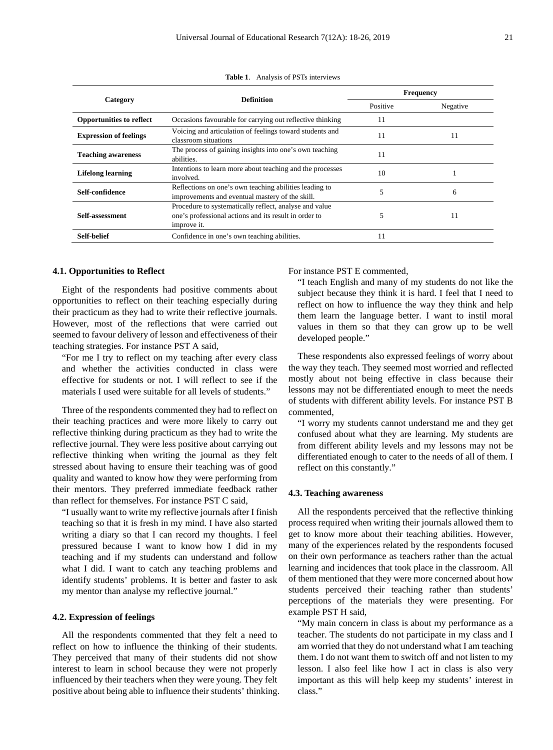**Table 1**. Analysis of PSTs interviews

| Category | Definition | Frequency | |
|---|---|---|---|
| | | Positive | Negative |
| **Opportunities to reflect** | Occasions favourable for carrying out reflective thinking | 11 | |
| **Expression of feelings** | Voicing and articulation of feelings toward students and classroom situations | 11 | 11 |
| **Teaching awareness** | The process of gaining insights into one's own teaching abilities. | 11 | |
| **Lifelong learning** | Intentions to learn more about teaching and the processes involved. | 10 | 1 |
| **Self-confidence** | Reflections on one's own teaching abilities leading to improvements and eventual mastery of the skill. | 5 | 6 |
| **Self-assessment** | Procedure to systematically reflect, analyse and value one's professional actions and its result in order to improve it. | 5 | 11 |
| **Self-belief** | Confidence in one's own teaching abilities. | 11 | |

### 4.1. Opportunities to Reflect

Eight of the respondents had positive comments about opportunities to reflect on their teaching especially during their practicum as they had to write their reflective journals. However, most of the reflections that were carried out seemed to favour delivery of lesson and effectiveness of their teaching strategies. For instance PST A said,

> "For me I try to reflect on my teaching after every class and whether the activities conducted in class were effective for students or not. I will reflect to see if the materials I used were suitable for all levels of students."

Three of the respondents commented they had to reflect on their teaching practices and were more likely to carry out reflective thinking during practicum as they had to write the reflective journal. They were less positive about carrying out reflective thinking when writing the journal as they felt stressed about having to ensure their teaching was of good quality and wanted to know how they were performing from their mentors. They preferred immediate feedback rather than reflect for themselves. For instance PST C said,

> "I usually want to write my reflective journals after I finish teaching so that it is fresh in my mind. I have also started writing a diary so that I can record my thoughts. I feel pressured because I want to know how I did in my teaching and if my students can understand and follow what I did. I want to catch any teaching problems and identify students' problems. It is better and faster to ask my mentor than analyse my reflective journal."

### 4.2. Expression of feelings

All the respondents commented that they felt a need to reflect on how to influence the thinking of their students. They perceived that many of their students did not show interest to learn in school because they were not properly influenced by their teachers when they were young. They felt positive about being able to influence their students' thinking. For instance PST E commented,

> "I teach English and many of my students do not like the subject because they think it is hard. I feel that I need to reflect on how to influence the way they think and help them learn the language better. I want to instil moral values in them so that they can grow up to be well developed people."

These respondents also expressed feelings of worry about the way they teach. They seemed most worried and reflected mostly about not being effective in class because their lessons may not be differentiated enough to meet the needs of students with different ability levels. For instance PST B commented,

> "I worry my students cannot understand me and they get confused about what they are learning. My students are from different ability levels and my lessons may not be differentiated enough to cater to the needs of all of them. I reflect on this constantly."

### 4.3. Teaching awareness

All the respondents perceived that the reflective thinking process required when writing their journals allowed them to get to know more about their teaching abilities. However, many of the experiences related by the respondents focused on their own performance as teachers rather than the actual learning and incidences that took place in the classroom. All of them mentioned that they were more concerned about how students perceived their teaching rather than students' perceptions of the materials they were presenting. For example PST H said,

> "My main concern in class is about my performance as a teacher. The students do not participate in my class and I am worried that they do not understand what I am teaching them. I do not want them to switch off and not listen to my lesson. I also feel like how I act in class is also very important as this will help keep my students' interest in class."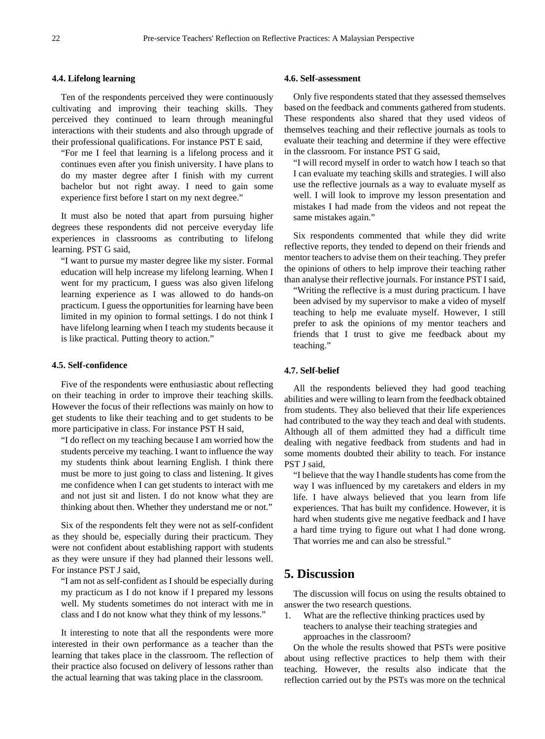### 4.4. Lifelong learning

Ten of the respondents perceived they were continuously cultivating and improving their teaching skills. They perceived they continued to learn through meaningful interactions with their students and also through upgrade of their professional qualifications. For instance PST E said,

> "For me I feel that learning is a lifelong process and it continues even after you finish university. I have plans to do my master degree after I finish with my current bachelor but not right away. I need to gain some experience first before I start on my next degree."

It must also be noted that apart from pursuing higher degrees these respondents did not perceive everyday life experiences in classrooms as contributing to lifelong learning. PST G said,

> "I want to pursue my master degree like my sister. Formal education will help increase my lifelong learning. When I went for my practicum, I guess was also given lifelong learning experience as I was allowed to do hands-on practicum. I guess the opportunities for learning have been limited in my opinion to formal settings. I do not think I have lifelong learning when I teach my students because it is like practical. Putting theory to action."

### 4.5. Self-confidence

Five of the respondents were enthusiastic about reflecting on their teaching in order to improve their teaching skills. However the focus of their reflections was mainly on how to get students to like their teaching and to get students to be more participative in class. For instance PST H said,

> "I do reflect on my teaching because I am worried how the students perceive my teaching. I want to influence the way my students think about learning English. I think there must be more to just going to class and listening. It gives me confidence when I can get students to interact with me and not just sit and listen. I do not know what they are thinking about then. Whether they understand me or not."

Six of the respondents felt they were not as self-confident as they should be, especially during their practicum. They were not confident about establishing rapport with students as they were unsure if they had planned their lessons well. For instance PST J said,

> "I am not as self-confident as I should be especially during my practicum as I do not know if I prepared my lessons well. My students sometimes do not interact with me in class and I do not know what they think of my lessons."

It interesting to note that all the respondents were more interested in their own performance as a teacher than the learning that takes place in the classroom. The reflection of their practice also focused on delivery of lessons rather than the actual learning that was taking place in the classroom.

### 4.6. Self-assessment

Only five respondents stated that they assessed themselves based on the feedback and comments gathered from students. These respondents also shared that they used videos of themselves teaching and their reflective journals as tools to evaluate their teaching and determine if they were effective in the classroom. For instance PST G said,

> "I will record myself in order to watch how I teach so that I can evaluate my teaching skills and strategies. I will also use the reflective journals as a way to evaluate myself as well. I will look to improve my lesson presentation and mistakes I had made from the videos and not repeat the same mistakes again."

Six respondents commented that while they did write reflective reports, they tended to depend on their friends and mentor teachers to advise them on their teaching. They prefer the opinions of others to help improve their teaching rather than analyse their reflective journals. For instance PST I said,

> "Writing the reflective is a must during practicum. I have been advised by my supervisor to make a video of myself teaching to help me evaluate myself. However, I still prefer to ask the opinions of my mentor teachers and friends that I trust to give me feedback about my teaching."

### 4.7. Self-belief

All the respondents believed they had good teaching abilities and were willing to learn from the feedback obtained from students. They also believed that their life experiences had contributed to the way they teach and deal with students. Although all of them admitted they had a difficult time dealing with negative feedback from students and had in some moments doubted their ability to teach. For instance PST J said,

> "I believe that the way I handle students has come from the way I was influenced by my caretakers and elders in my life. I have always believed that you learn from life experiences. That has built my confidence. However, it is hard when students give me negative feedback and I have a hard time trying to figure out what I had done wrong. That worries me and can also be stressful."

## 5. Discussion

The discussion will focus on using the results obtained to answer the two research questions.

1. What are the reflective thinking practices used by teachers to analyse their teaching strategies and approaches in the classroom?

On the whole the results showed that PSTs were positive about using reflective practices to help them with their teaching. However, the results also indicate that the reflection carried out by the PSTs was more on the technical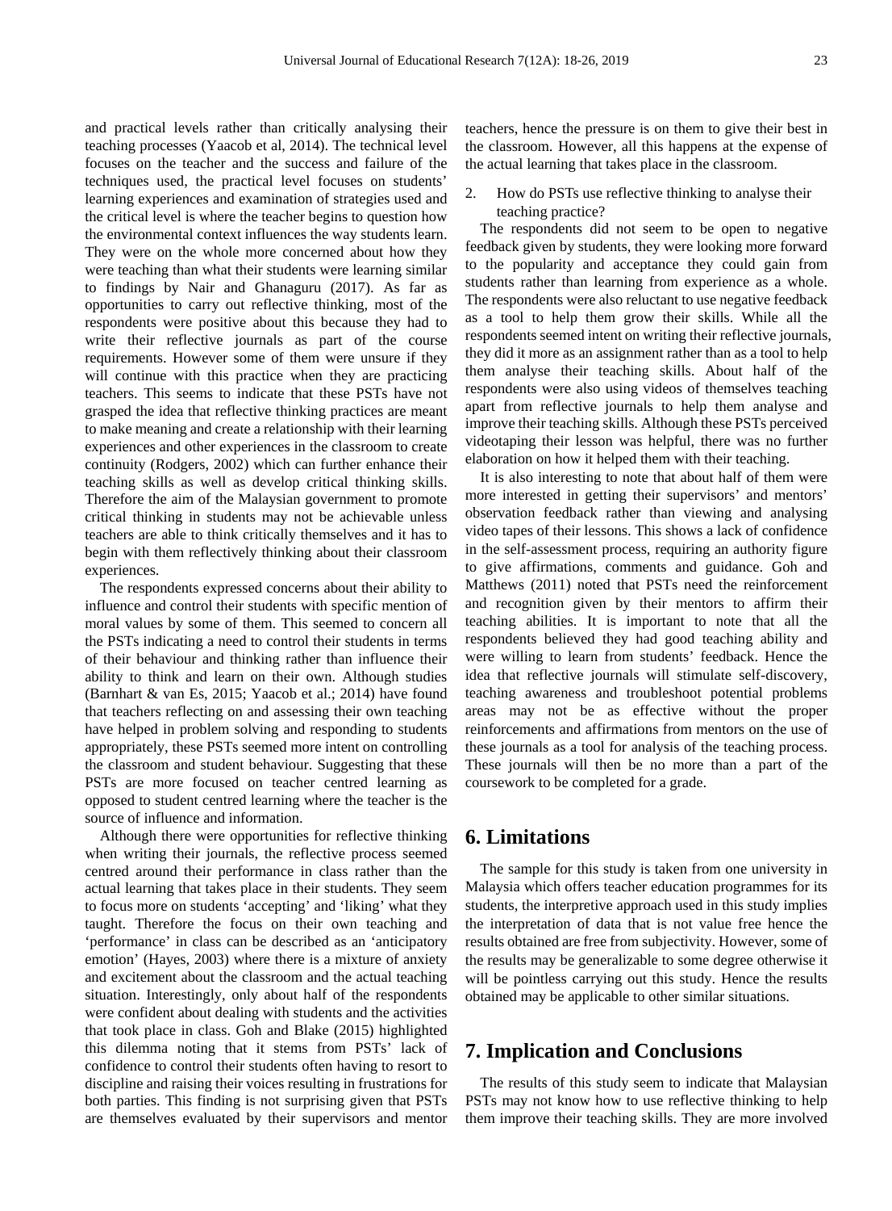and practical levels rather than critically analysing their teaching processes (Yaacob et al, 2014). The technical level focuses on the teacher and the success and failure of the techniques used, the practical level focuses on students' learning experiences and examination of strategies used and the critical level is where the teacher begins to question how the environmental context influences the way students learn. They were on the whole more concerned about how they were teaching than what their students were learning similar to findings by Nair and Ghanaguru (2017). As far as opportunities to carry out reflective thinking, most of the respondents were positive about this because they had to write their reflective journals as part of the course requirements. However some of them were unsure if they will continue with this practice when they are practicing teachers. This seems to indicate that these PSTs have not grasped the idea that reflective thinking practices are meant to make meaning and create a relationship with their learning experiences and other experiences in the classroom to create continuity (Rodgers, 2002) which can further enhance their teaching skills as well as develop critical thinking skills. Therefore the aim of the Malaysian government to promote critical thinking in students may not be achievable unless teachers are able to think critically themselves and it has to begin with them reflectively thinking about their classroom experiences.

The respondents expressed concerns about their ability to influence and control their students with specific mention of moral values by some of them. This seemed to concern all the PSTs indicating a need to control their students in terms of their behaviour and thinking rather than influence their ability to think and learn on their own. Although studies (Barnhart & van Es, 2015; Yaacob et al.; 2014) have found that teachers reflecting on and assessing their own teaching have helped in problem solving and responding to students appropriately, these PSTs seemed more intent on controlling the classroom and student behaviour. Suggesting that these PSTs are more focused on teacher centred learning as opposed to student centred learning where the teacher is the source of influence and information.

Although there were opportunities for reflective thinking when writing their journals, the reflective process seemed centred around their performance in class rather than the actual learning that takes place in their students. They seem to focus more on students 'accepting' and 'liking' what they taught. Therefore the focus on their own teaching and 'performance' in class can be described as an 'anticipatory emotion' (Hayes, 2003) where there is a mixture of anxiety and excitement about the classroom and the actual teaching situation. Interestingly, only about half of the respondents were confident about dealing with students and the activities that took place in class. Goh and Blake (2015) highlighted this dilemma noting that it stems from PSTs' lack of confidence to control their students often having to resort to discipline and raising their voices resulting in frustrations for both parties. This finding is not surprising given that PSTs are themselves evaluated by their supervisors and mentor teachers, hence the pressure is on them to give their best in the classroom. However, all this happens at the expense of the actual learning that takes place in the classroom.

2. How do PSTs use reflective thinking to analyse their teaching practice?

The respondents did not seem to be open to negative feedback given by students, they were looking more forward to the popularity and acceptance they could gain from students rather than learning from experience as a whole. The respondents were also reluctant to use negative feedback as a tool to help them grow their skills. While all the respondents seemed intent on writing their reflective journals, they did it more as an assignment rather than as a tool to help them analyse their teaching skills. About half of the respondents were also using videos of themselves teaching apart from reflective journals to help them analyse and improve their teaching skills. Although these PSTs perceived videotaping their lesson was helpful, there was no further elaboration on how it helped them with their teaching.

It is also interesting to note that about half of them were more interested in getting their supervisors' and mentors' observation feedback rather than viewing and analysing video tapes of their lessons. This shows a lack of confidence in the self-assessment process, requiring an authority figure to give affirmations, comments and guidance. Goh and Matthews (2011) noted that PSTs need the reinforcement and recognition given by their mentors to affirm their teaching abilities. It is important to note that all the respondents believed they had good teaching ability and were willing to learn from students' feedback. Hence the idea that reflective journals will stimulate self-discovery, teaching awareness and troubleshoot potential problems areas may not be as effective without the proper reinforcements and affirmations from mentors on the use of these journals as a tool for analysis of the teaching process. These journals will then be no more than a part of the coursework to be completed for a grade.

## 6. Limitations

The sample for this study is taken from one university in Malaysia which offers teacher education programmes for its students, the interpretive approach used in this study implies the interpretation of data that is not value free hence the results obtained are free from subjectivity. However, some of the results may be generalizable to some degree otherwise it will be pointless carrying out this study. Hence the results obtained may be applicable to other similar situations.

## 7. Implication and Conclusions

The results of this study seem to indicate that Malaysian PSTs may not know how to use reflective thinking to help them improve their teaching skills. They are more involved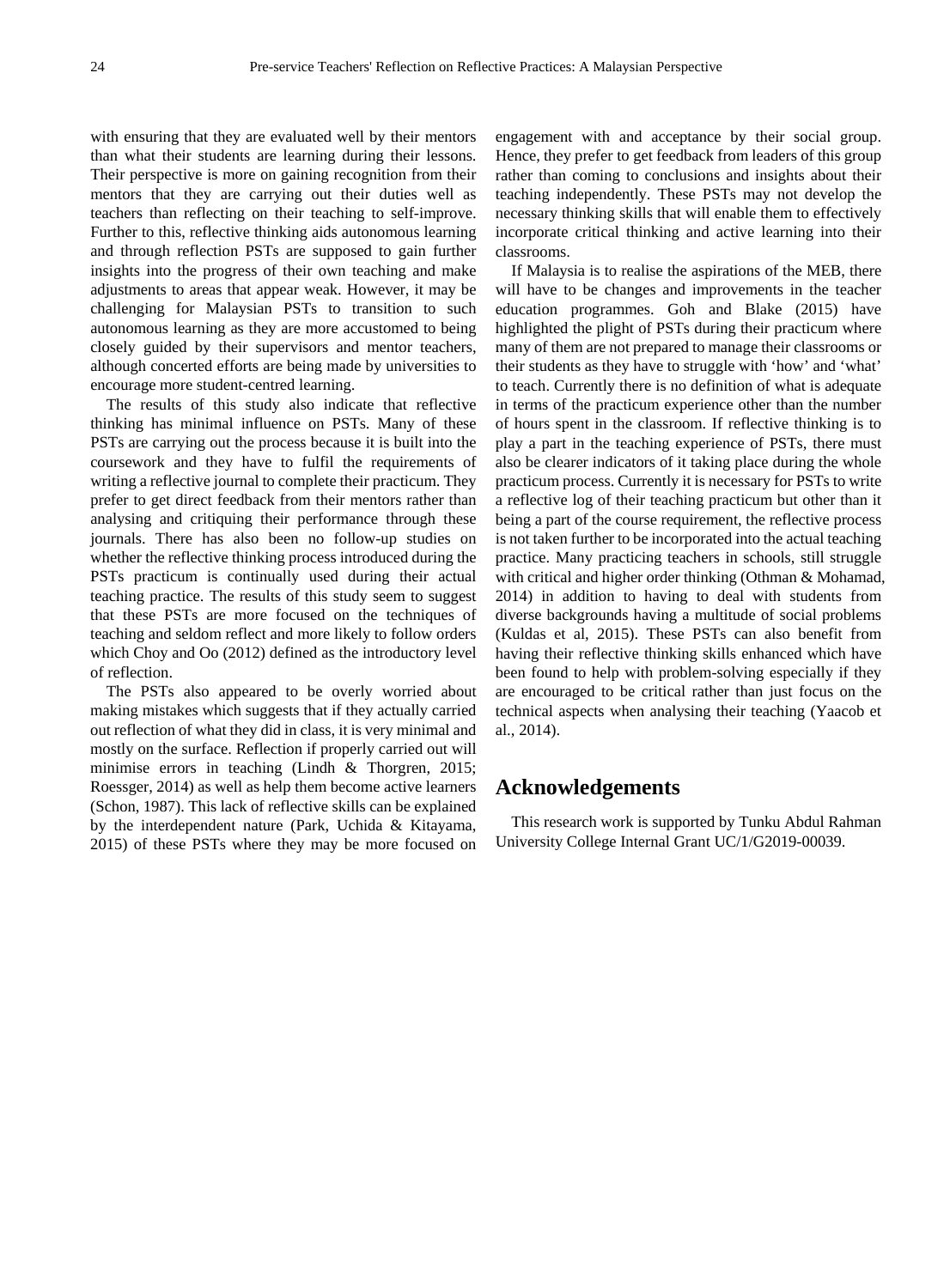with ensuring that they are evaluated well by their mentors than what their students are learning during their lessons. Their perspective is more on gaining recognition from their mentors that they are carrying out their duties well as teachers than reflecting on their teaching to self-improve. Further to this, reflective thinking aids autonomous learning and through reflection PSTs are supposed to gain further insights into the progress of their own teaching and make adjustments to areas that appear weak. However, it may be challenging for Malaysian PSTs to transition to such autonomous learning as they are more accustomed to being closely guided by their supervisors and mentor teachers, although concerted efforts are being made by universities to encourage more student-centred learning.

The results of this study also indicate that reflective thinking has minimal influence on PSTs. Many of these PSTs are carrying out the process because it is built into the coursework and they have to fulfil the requirements of writing a reflective journal to complete their practicum. They prefer to get direct feedback from their mentors rather than analysing and critiquing their performance through these journals. There has also been no follow-up studies on whether the reflective thinking process introduced during the PSTs practicum is continually used during their actual teaching practice. The results of this study seem to suggest that these PSTs are more focused on the techniques of teaching and seldom reflect and more likely to follow orders which Choy and Oo (2012) defined as the introductory level of reflection.

The PSTs also appeared to be overly worried about making mistakes which suggests that if they actually carried out reflection of what they did in class, it is very minimal and mostly on the surface. Reflection if properly carried out will minimise errors in teaching (Lindh & Thorgren, 2015; Roessger, 2014) as well as help them become active learners (Schon, 1987). This lack of reflective skills can be explained by the interdependent nature (Park, Uchida & Kitayama, 2015) of these PSTs where they may be more focused on engagement with and acceptance by their social group. Hence, they prefer to get feedback from leaders of this group rather than coming to conclusions and insights about their teaching independently. These PSTs may not develop the necessary thinking skills that will enable them to effectively incorporate critical thinking and active learning into their classrooms.

If Malaysia is to realise the aspirations of the MEB, there will have to be changes and improvements in the teacher education programmes. Goh and Blake (2015) have highlighted the plight of PSTs during their practicum where many of them are not prepared to manage their classrooms or their students as they have to struggle with 'how' and 'what' to teach. Currently there is no definition of what is adequate in terms of the practicum experience other than the number of hours spent in the classroom. If reflective thinking is to play a part in the teaching experience of PSTs, there must also be clearer indicators of it taking place during the whole practicum process. Currently it is necessary for PSTs to write a reflective log of their teaching practicum but other than it being a part of the course requirement, the reflective process is not taken further to be incorporated into the actual teaching practice. Many practicing teachers in schools, still struggle with critical and higher order thinking (Othman & Mohamad, 2014) in addition to having to deal with students from diverse backgrounds having a multitude of social problems (Kuldas et al, 2015). These PSTs can also benefit from having their reflective thinking skills enhanced which have been found to help with problem-solving especially if they are encouraged to be critical rather than just focus on the technical aspects when analysing their teaching (Yaacob et al., 2014).

# Acknowledgements

This research work is supported by Tunku Abdul Rahman University College Internal Grant UC/1/G2019-00039.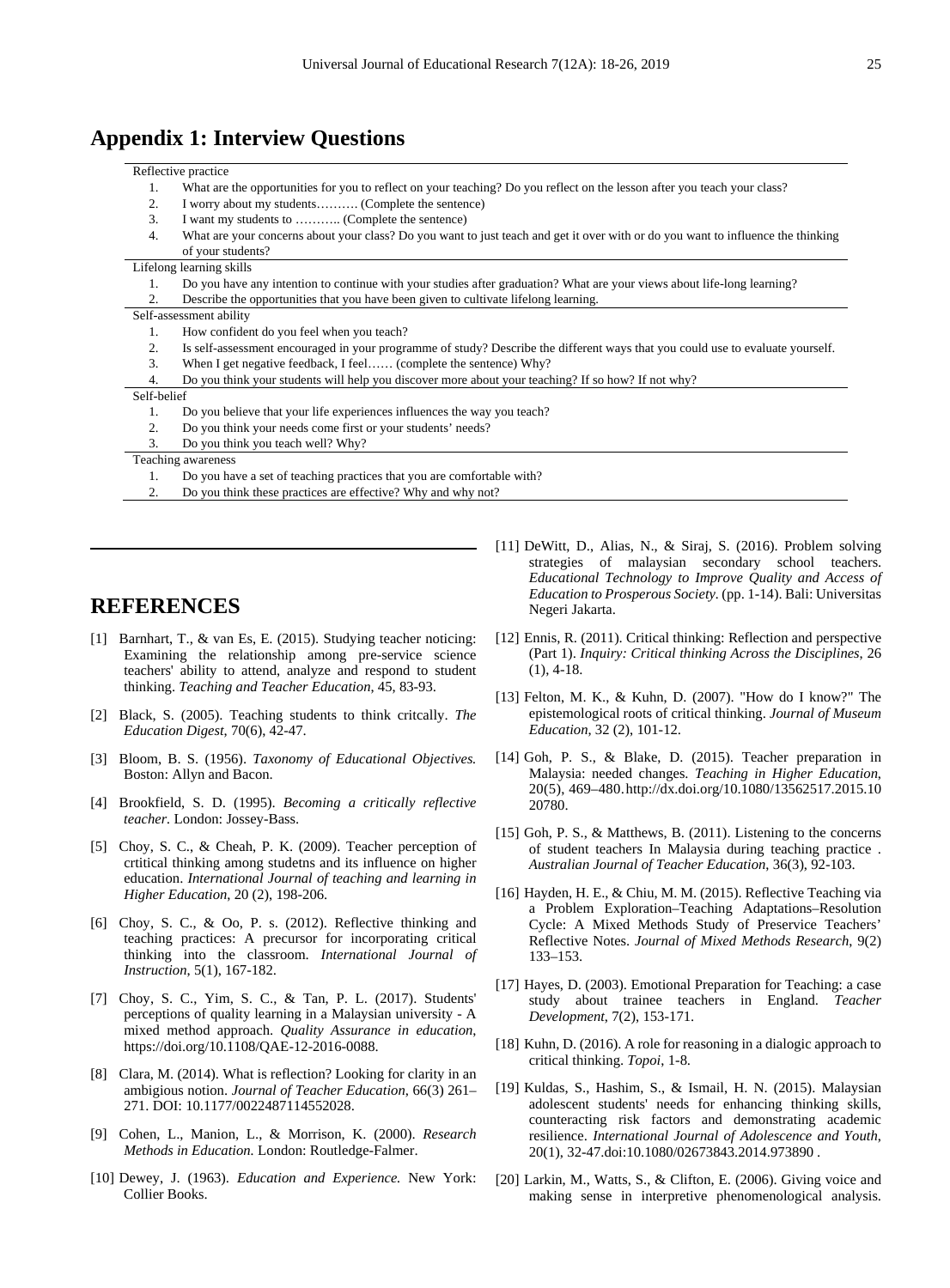## Appendix 1: Interview Questions

Reflective practice

1. What are the opportunities for you to reflect on your teaching? Do you reflect on the lesson after you teach your class?
2. I worry about my students………. (Complete the sentence)
3. I want my students to ……….. (Complete the sentence)
4. What are your concerns about your class? Do you want to just teach and get it over with or do you want to influence the thinking of your students?

Lifelong learning skills

1. Do you have any intention to continue with your studies after graduation? What are your views about life-long learning?
2. Describe the opportunities that you have been given to cultivate lifelong learning.

Self-assessment ability

1. How confident do you feel when you teach?
2. Is self-assessment encouraged in your programme of study? Describe the different ways that you could use to evaluate yourself.
3. When I get negative feedback, I feel…… (complete the sentence) Why?
4. Do you think your students will help you discover more about your teaching? If so how? If not why?

Self-belief

1. Do you believe that your life experiences influences the way you teach?
2. Do you think your needs come first or your students' needs?
3. Do you think you teach well? Why?

Teaching awareness

1. Do you have a set of teaching practices that you are comfortable with?
2. Do you think these practices are effective? Why and why not?

## REFERENCES

[1] Barnhart, T., & van Es, E. (2015). Studying teacher noticing: Examining the relationship among pre-service science teachers' ability to attend, analyze and respond to student thinking. *Teaching and Teacher Education*, 45, 83-93.

[2] Black, S. (2005). Teaching students to think critcally. *The Education Digest*, 70(6), 42-47.

[3] Bloom, B. S. (1956). *Taxonomy of Educational Objectives.* Boston: Allyn and Bacon.

[4] Brookfield, S. D. (1995). *Becoming a critically reflective teacher.* London: Jossey-Bass.

[5] Choy, S. C., & Cheah, P. K. (2009). Teacher perception of crtitical thinking among studetns and its influence on higher education. *International Journal of teaching and learning in Higher Education*, 20 (2), 198-206.

[6] Choy, S. C., & Oo, P. s. (2012). Reflective thinking and teaching practices: A precursor for incorporating critical thinking into the classroom. *International Journal of Instruction*, 5(1), 167-182.

[7] Choy, S. C., Yim, S. C., & Tan, P. L. (2017). Students' perceptions of quality learning in a Malaysian university - A mixed method approach. *Quality Assurance in education*, https://doi.org/10.1108/QAE-12-2016-0088.

[8] Clara, M. (2014). What is reflection? Looking for clarity in an ambigious notion. *Journal of Teacher Education*, 66(3) 261–271. DOI: 10.1177/0022487114552028.

[9] Cohen, L., Manion, L., & Morrison, K. (2000). *Research Methods in Education.* London: Routledge-Falmer.

[10] Dewey, J. (1963). *Education and Experience.* New York: Collier Books.

[11] DeWitt, D., Alias, N., & Siraj, S. (2016). Problem solving strategies of malaysian secondary school teachers. *Educational Technology to Improve Quality and Access of Education to Prosperous Society*. (pp. 1-14). Bali: Universitas Negeri Jakarta.

[12] Ennis, R. (2011). Critical thinking: Reflection and perspective (Part 1). *Inquiry: Critical thinking Across the Disciplines*, 26 (1), 4-18.

[13] Felton, M. K., & Kuhn, D. (2007). "How do I know?" The epistemological roots of critical thinking. *Journal of Museum Education*, 32 (2), 101-12.

[14] Goh, P. S., & Blake, D. (2015). Teacher preparation in Malaysia: needed changes. *Teaching in Higher Education*, 20(5), 469–480.http://dx.doi.org/10.1080/13562517.2015.1020780.

[15] Goh, P. S., & Matthews, B. (2011). Listening to the concerns of student teachers In Malaysia during teaching practice . *Australian Journal of Teacher Education*, 36(3), 92-103.

[16] Hayden, H. E., & Chiu, M. M. (2015). Reflective Teaching via a Problem Exploration–Teaching Adaptations–Resolution Cycle: A Mixed Methods Study of Preservice Teachers' Reflective Notes. *Journal of Mixed Methods Research*, 9(2) 133–153.

[17] Hayes, D. (2003). Emotional Preparation for Teaching: a case study about trainee teachers in England. *Teacher Development*, 7(2), 153-171.

[18] Kuhn, D. (2016). A role for reasoning in a dialogic approach to critical thinking. *Topoi*, 1-8.

[19] Kuldas, S., Hashim, S., & Ismail, H. N. (2015). Malaysian adolescent students' needs for enhancing thinking skills, counteracting risk factors and demonstrating academic resilience. *International Journal of Adolescence and Youth*, 20(1), 32-47.doi:10.1080/02673843.2014.973890 .

[20] Larkin, M., Watts, S., & Clifton, E. (2006). Giving voice and making sense in interpretive phenomenological analysis.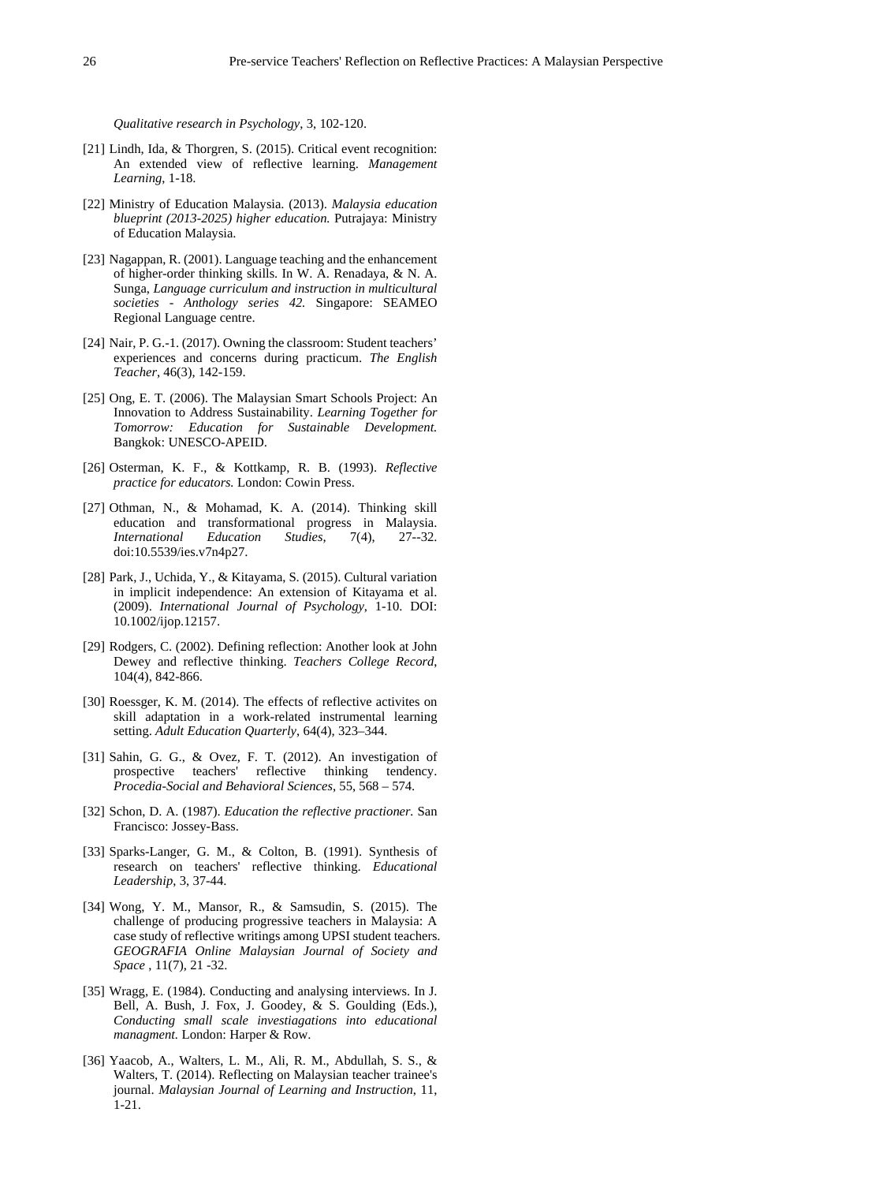*Qualitative research in Psychology*, 3, 102-120.

[21] Lindh, Ida, & Thorgren, S. (2015). Critical event recognition: An extended view of reflective learning. *Management Learning*, 1-18.

[22] Ministry of Education Malaysia. (2013). *Malaysia education blueprint (2013-2025) higher education.* Putrajaya: Ministry of Education Malaysia.

[23] Nagappan, R. (2001). Language teaching and the enhancement of higher-order thinking skills. In W. A. Renadaya, & N. A. Sunga, *Language curriculum and instruction in multicultural societies - Anthology series 42.* Singapore: SEAMEO Regional Language centre.

[24] Nair, P. G.-1. (2017). Owning the classroom: Student teachers' experiences and concerns during practicum. *The English Teacher*, 46(3), 142-159.

[25] Ong, E. T. (2006). The Malaysian Smart Schools Project: An Innovation to Address Sustainability. *Learning Together for Tomorrow: Education for Sustainable Development.* Bangkok: UNESCO-APEID.

[26] Osterman, K. F., & Kottkamp, R. B. (1993). *Reflective practice for educators.* London: Cowin Press.

[27] Othman, N., & Mohamad, K. A. (2014). Thinking skill education and transformational progress in Malaysia. *International Education Studies*, 7(4), 27--32. doi:10.5539/ies.v7n4p27.

[28] Park, J., Uchida, Y., & Kitayama, S. (2015). Cultural variation in implicit independence: An extension of Kitayama et al. (2009). *International Journal of Psychology*, 1-10. DOI: 10.1002/ijop.12157.

[29] Rodgers, C. (2002). Defining reflection: Another look at John Dewey and reflective thinking. *Teachers College Record*, 104(4), 842-866.

[30] Roessger, K. M. (2014). The effects of reflective activites on skill adaptation in a work-related instrumental learning setting. *Adult Education Quarterly*, 64(4), 323–344.

[31] Sahin, G. G., & Ovez, F. T. (2012). An investigation of prospective teachers' reflective thinking tendency. *Procedia-Social and Behavioral Sciences*, 55, 568 – 574.

[32] Schon, D. A. (1987). *Education the reflective practioner.* San Francisco: Jossey-Bass.

[33] Sparks-Langer, G. M., & Colton, B. (1991). Synthesis of research on teachers' reflective thinking. *Educational Leadership*, 3, 37-44.

[34] Wong, Y. M., Mansor, R., & Samsudin, S. (2015). The challenge of producing progressive teachers in Malaysia: A case study of reflective writings among UPSI student teachers. *GEOGRAFIA Online Malaysian Journal of Society and Space* , 11(7), 21 -32.

[35] Wragg, E. (1984). Conducting and analysing interviews. In J. Bell, A. Bush, J. Fox, J. Goodey, & S. Goulding (Eds.), *Conducting small scale investiagations into educational managment.* London: Harper & Row.

[36] Yaacob, A., Walters, L. M., Ali, R. M., Abdullah, S. S., & Walters, T. (2014). Reflecting on Malaysian teacher trainee's journal. *Malaysian Journal of Learning and Instruction*, 11, 1-21.